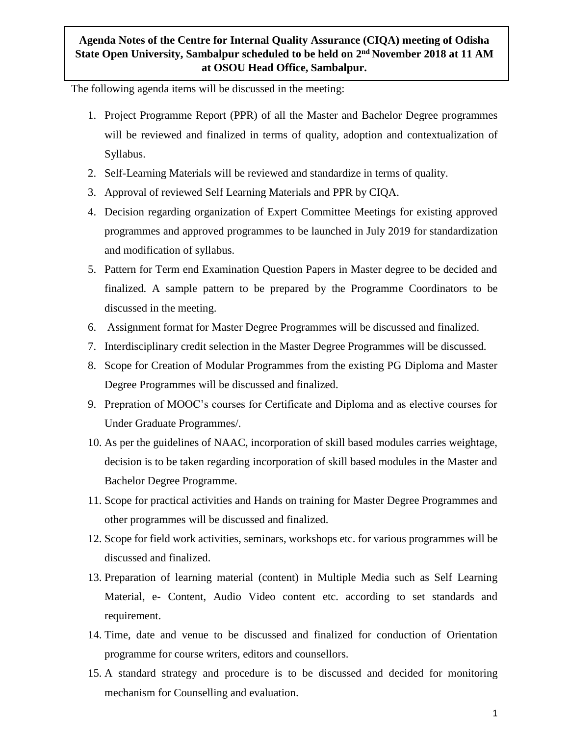**Agenda Notes of the Centre for Internal Quality Assurance (CIQA) meeting of Odisha State Open University, Sambalpur scheduled to be held on 2nd November 2018 at 11 AM at OSOU Head Office, Sambalpur.**

The following agenda items will be discussed in the meeting:

1. Project Programme Report (PPR) of all the Master and Bachelor Degree programmes will be reviewed and finalized in terms of quality, adoption and contextualization of Syllabus.
2. Self-Learning Materials will be reviewed and standardize in terms of quality.
3. Approval of reviewed Self Learning Materials and PPR by CIQA.
4. Decision regarding organization of Expert Committee Meetings for existing approved programmes and approved programmes to be launched in July 2019 for standardization and modification of syllabus.
5. Pattern for Term end Examination Question Papers in Master degree to be decided and finalized. A sample pattern to be prepared by the Programme Coordinators to be discussed in the meeting.
6. Assignment format for Master Degree Programmes will be discussed and finalized.
7. Interdisciplinary credit selection in the Master Degree Programmes will be discussed.
8. Scope for Creation of Modular Programmes from the existing PG Diploma and Master Degree Programmes will be discussed and finalized.
9. Prepration of MOOC's courses for Certificate and Diploma and as elective courses for Under Graduate Programmes/.
10. As per the guidelines of NAAC, incorporation of skill based modules carries weightage, decision is to be taken regarding incorporation of skill based modules in the Master and Bachelor Degree Programme.
11. Scope for practical activities and Hands on training for Master Degree Programmes and other programmes will be discussed and finalized.
12. Scope for field work activities, seminars, workshops etc. for various programmes will be discussed and finalized.
13. Preparation of learning material (content) in Multiple Media such as Self Learning Material, e- Content, Audio Video content etc. according to set standards and requirement.
14. Time, date and venue to be discussed and finalized for conduction of Orientation programme for course writers, editors and counsellors.
15. A standard strategy and procedure is to be discussed and decided for monitoring mechanism for Counselling and evaluation.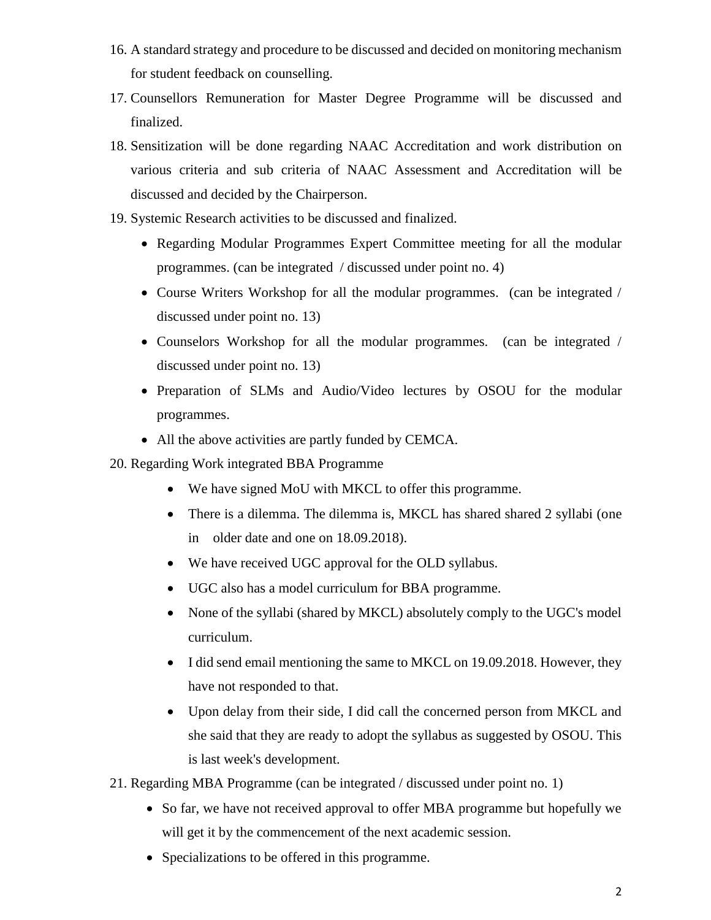16. A standard strategy and procedure to be discussed and decided on monitoring mechanism for student feedback on counselling.
17. Counsellors Remuneration for Master Degree Programme will be discussed and finalized.
18. Sensitization will be done regarding NAAC Accreditation and work distribution on various criteria and sub criteria of NAAC Assessment and Accreditation will be discussed and decided by the Chairperson.
19. Systemic Research activities to be discussed and finalized.
    - Regarding Modular Programmes Expert Committee meeting for all the modular programmes. (can be integrated / discussed under point no. 4)
    - Course Writers Workshop for all the modular programmes. (can be integrated / discussed under point no. 13)
    - Counselors Workshop for all the modular programmes. (can be integrated / discussed under point no. 13)
    - Preparation of SLMs and Audio/Video lectures by OSOU for the modular programmes.
    - All the above activities are partly funded by CEMCA.
20. Regarding Work integrated BBA Programme
    - We have signed MoU with MKCL to offer this programme.
    - There is a dilemma. The dilemma is, MKCL has shared shared 2 syllabi (one in older date and one on 18.09.2018).
    - We have received UGC approval for the OLD syllabus.
    - UGC also has a model curriculum for BBA programme.
    - None of the syllabi (shared by MKCL) absolutely comply to the UGC's model curriculum.
    - I did send email mentioning the same to MKCL on 19.09.2018. However, they have not responded to that.
    - Upon delay from their side, I did call the concerned person from MKCL and she said that they are ready to adopt the syllabus as suggested by OSOU. This is last week's development.
21. Regarding MBA Programme (can be integrated / discussed under point no. 1)
    - So far, we have not received approval to offer MBA programme but hopefully we will get it by the commencement of the next academic session.
    - Specializations to be offered in this programme.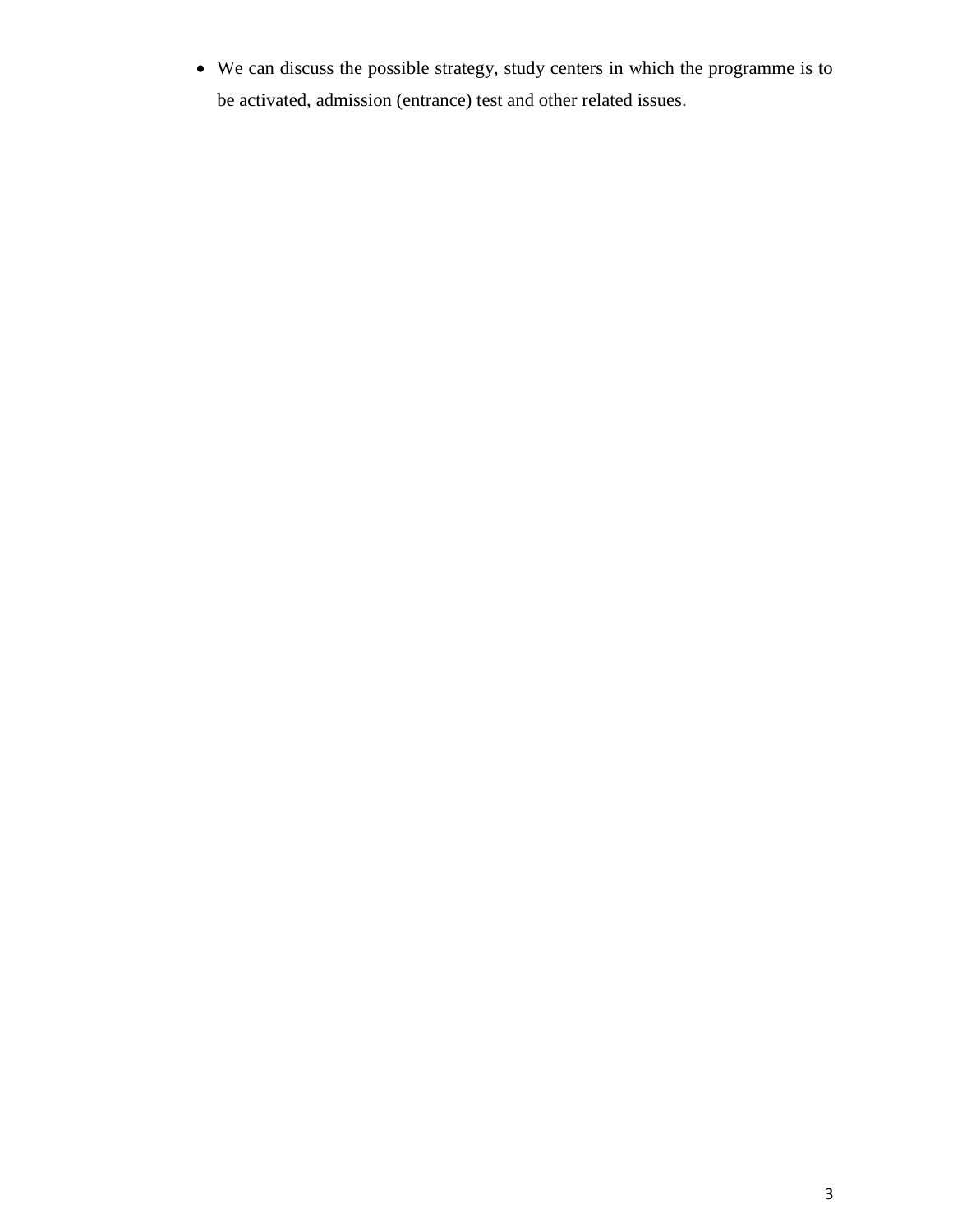- We can discuss the possible strategy, study centers in which the programme is to be activated, admission (entrance) test and other related issues.